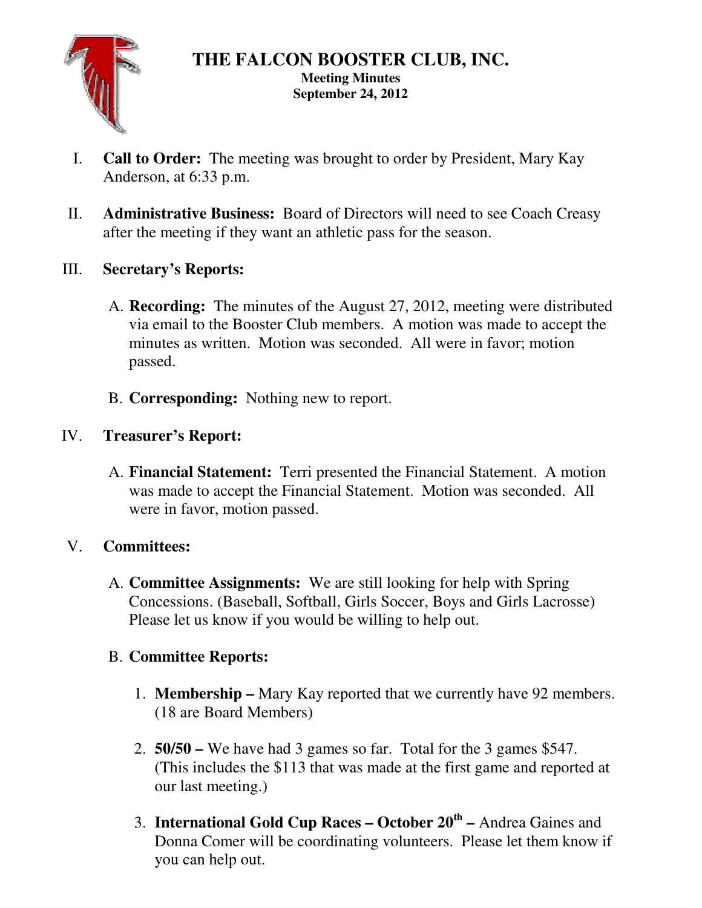# THE FALCON BOOSTER CLUB, INC.

**Meeting Minutes**
**September 24, 2012**

I. **Call to Order:** The meeting was brought to order by President, Mary Kay Anderson, at 6:33 p.m.

II. **Administrative Business:** Board of Directors will need to see Coach Creasy after the meeting if they want an athletic pass for the season.

III. **Secretary's Reports:**

   A. **Recording:** The minutes of the August 27, 2012, meeting were distributed via email to the Booster Club members. A motion was made to accept the minutes as written. Motion was seconded. All were in favor; motion passed.

   B. **Corresponding:** Nothing new to report.

IV. **Treasurer's Report:**

   A. **Financial Statement:** Terri presented the Financial Statement. A motion was made to accept the Financial Statement. Motion was seconded. All were in favor, motion passed.

V. **Committees:**

   A. **Committee Assignments:** We are still looking for help with Spring Concessions. (Baseball, Softball, Girls Soccer, Boys and Girls Lacrosse) Please let us know if you would be willing to help out.

   B. **Committee Reports:**

      1. **Membership –** Mary Kay reported that we currently have 92 members. (18 are Board Members)

      2. **50/50 –** We have had 3 games so far. Total for the 3 games $547. (This includes the $113 that was made at the first game and reported at our last meeting.)

      3. **International Gold Cup Races – October 20th –** Andrea Gaines and Donna Comer will be coordinating volunteers. Please let them know if you can help out.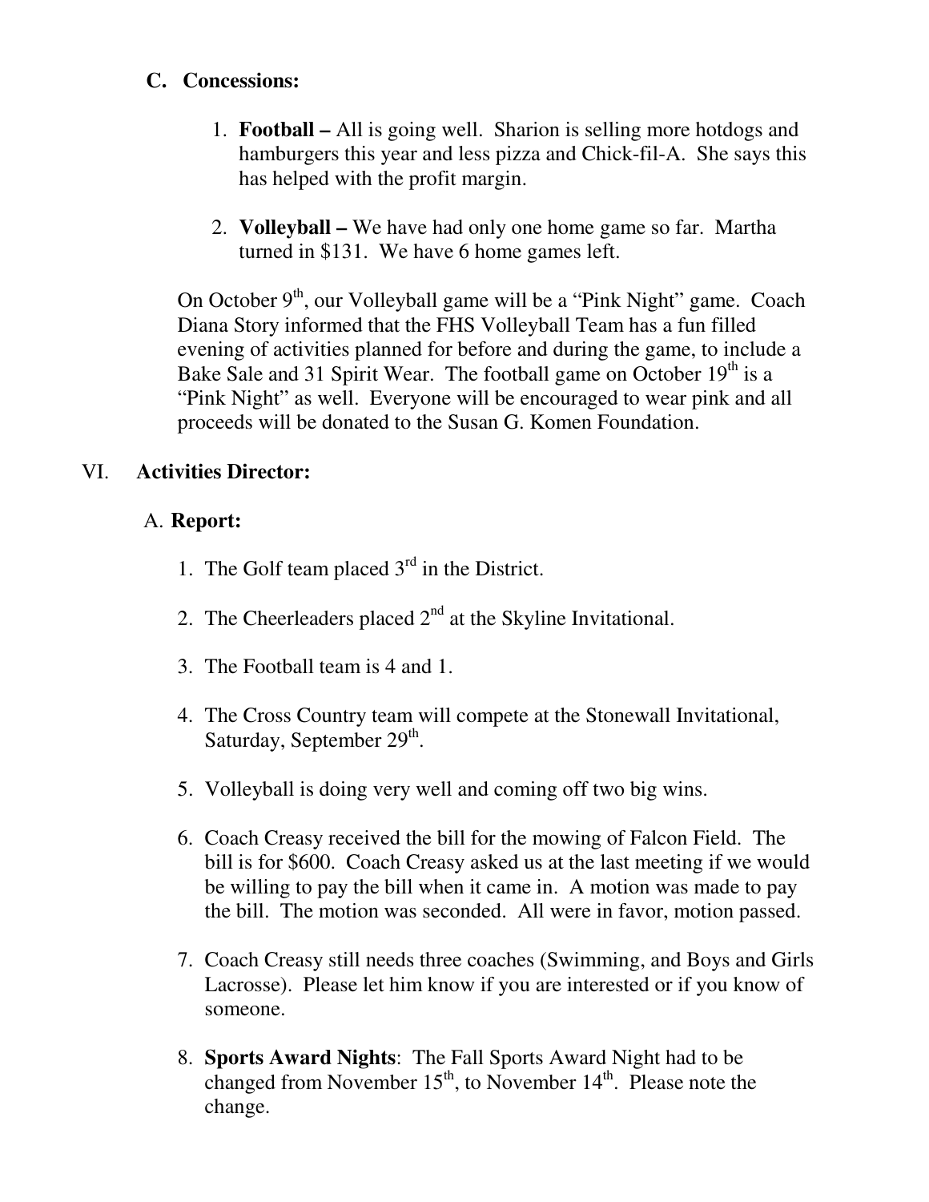### C. Concessions:

1. **Football –** All is going well. Sharion is selling more hotdogs and hamburgers this year and less pizza and Chick-fil-A. She says this has helped with the profit margin.

2. **Volleyball –** We have had only one home game so far. Martha turned in $131. We have 6 home games left.

On October 9th, our Volleyball game will be a "Pink Night" game. Coach Diana Story informed that the FHS Volleyball Team has a fun filled evening of activities planned for before and during the game, to include a Bake Sale and 31 Spirit Wear. The football game on October 19th is a "Pink Night" as well. Everyone will be encouraged to wear pink and all proceeds will be donated to the Susan G. Komen Foundation.

## VI. Activities Director:

### A. Report:

1. The Golf team placed 3rd in the District.

2. The Cheerleaders placed 2nd at the Skyline Invitational.

3. The Football team is 4 and 1.

4. The Cross Country team will compete at the Stonewall Invitational, Saturday, September 29th.

5. Volleyball is doing very well and coming off two big wins.

6. Coach Creasy received the bill for the mowing of Falcon Field. The bill is for $600. Coach Creasy asked us at the last meeting if we would be willing to pay the bill when it came in. A motion was made to pay the bill. The motion was seconded. All were in favor, motion passed.

7. Coach Creasy still needs three coaches (Swimming, and Boys and Girls Lacrosse). Please let him know if you are interested or if you know of someone.

8. **Sports Award Nights**: The Fall Sports Award Night had to be changed from November 15th, to November 14th. Please note the change.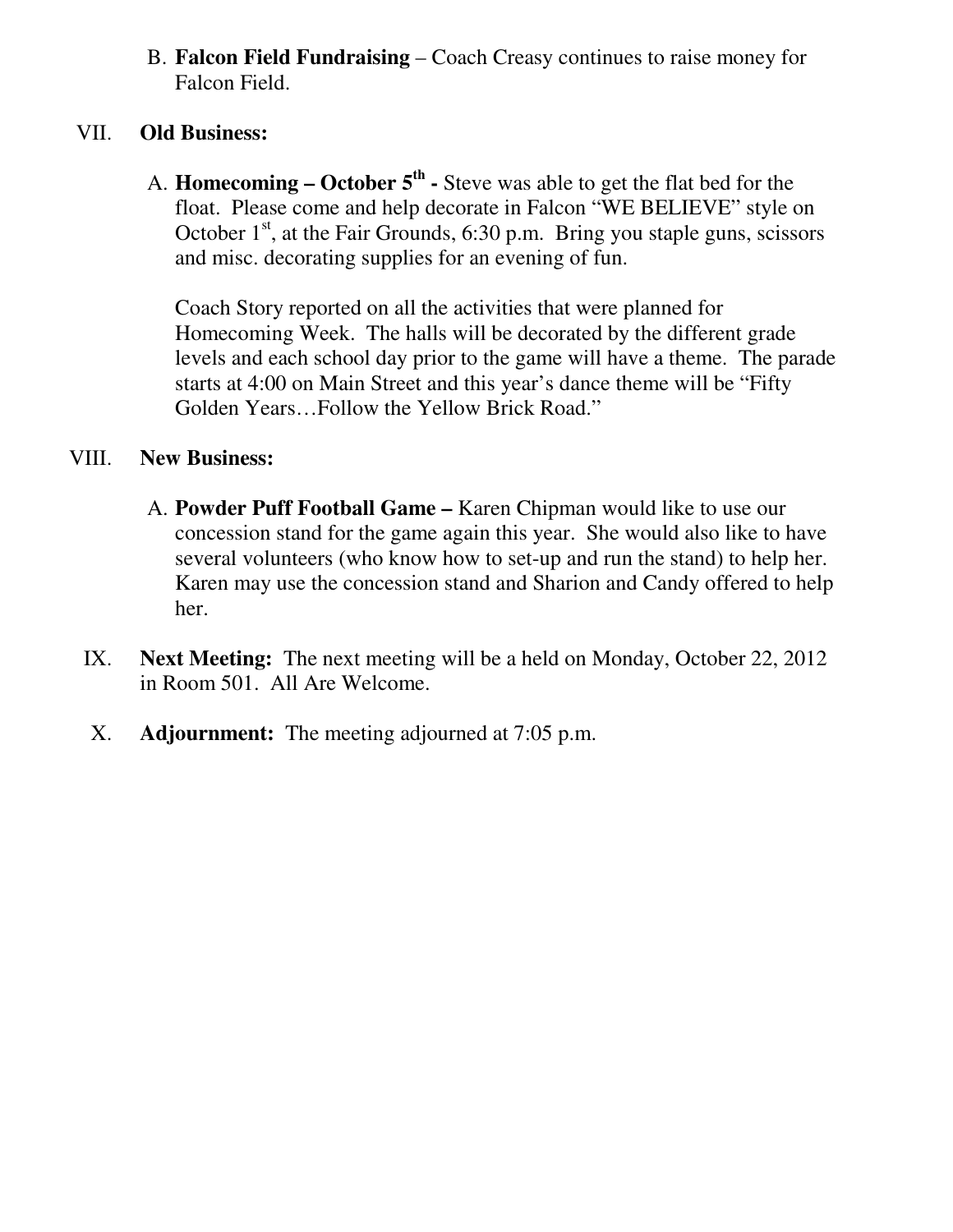B. **Falcon Field Fundraising** – Coach Creasy continues to raise money for Falcon Field.

VII. **Old Business:**

A. **Homecoming – October 5th -** Steve was able to get the flat bed for the float. Please come and help decorate in Falcon "WE BELIEVE" style on October 1st, at the Fair Grounds, 6:30 p.m. Bring you staple guns, scissors and misc. decorating supplies for an evening of fun.

Coach Story reported on all the activities that were planned for Homecoming Week. The halls will be decorated by the different grade levels and each school day prior to the game will have a theme. The parade starts at 4:00 on Main Street and this year's dance theme will be "Fifty Golden Years…Follow the Yellow Brick Road."

VIII. **New Business:**

A. **Powder Puff Football Game –** Karen Chipman would like to use our concession stand for the game again this year. She would also like to have several volunteers (who know how to set-up and run the stand) to help her. Karen may use the concession stand and Sharion and Candy offered to help her.

IX. **Next Meeting:** The next meeting will be a held on Monday, October 22, 2012 in Room 501. All Are Welcome.

X. **Adjournment:** The meeting adjourned at 7:05 p.m.